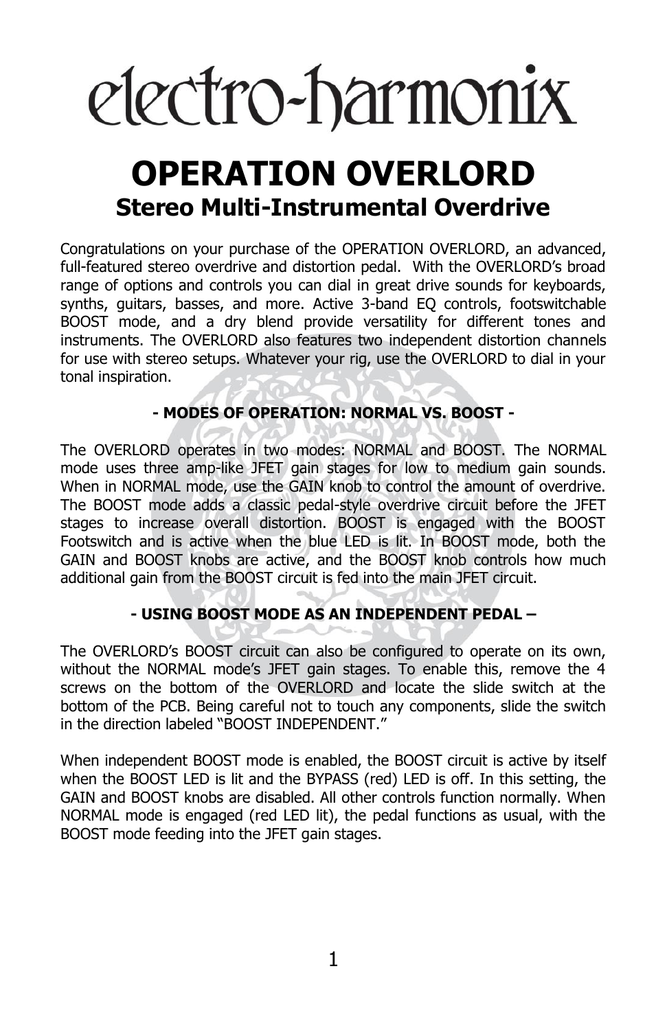# electro-harmonix

# OPERATION OVERLORD

## Stereo Multi-Instrumental Overdrive

Congratulations on your purchase of the OPERATION OVERLORD, an advanced, full-featured stereo overdrive and distortion pedal. With the OVERLORD's broad range of options and controls you can dial in great drive sounds for keyboards, synths, guitars, basses, and more. Active 3-band EQ controls, footswitchable BOOST mode, and a dry blend provide versatility for different tones and instruments. The OVERLORD also features two independent distortion channels for use with stereo setups. Whatever your rig, use the OVERLORD to dial in your tonal inspiration.

### - MODES OF OPERATION: NORMAL VS. BOOST -

The OVERLORD operates in two modes: NORMAL and BOOST. The NORMAL mode uses three amp-like JFET gain stages for low to medium gain sounds. When in NORMAL mode, use the GAIN knob to control the amount of overdrive. The BOOST mode adds a classic pedal-style overdrive circuit before the JFET stages to increase overall distortion. BOOST is engaged with the BOOST Footswitch and is active when the blue LED is lit. In BOOST mode, both the GAIN and BOOST knobs are active, and the BOOST knob controls how much additional gain from the BOOST circuit is fed into the main JFET circuit.

### - USING BOOST MODE AS AN INDEPENDENT PEDAL –

The OVERLORD's BOOST circuit can also be configured to operate on its own, without the NORMAL mode's JFET gain stages. To enable this, remove the 4 screws on the bottom of the OVERLORD and locate the slide switch at the bottom of the PCB. Being careful not to touch any components, slide the switch in the direction labeled "BOOST INDEPENDENT."

When independent BOOST mode is enabled, the BOOST circuit is active by itself when the BOOST LED is lit and the BYPASS (red) LED is off. In this setting, the GAIN and BOOST knobs are disabled. All other controls function normally. When NORMAL mode is engaged (red LED lit), the pedal functions as usual, with the BOOST mode feeding into the JFET gain stages.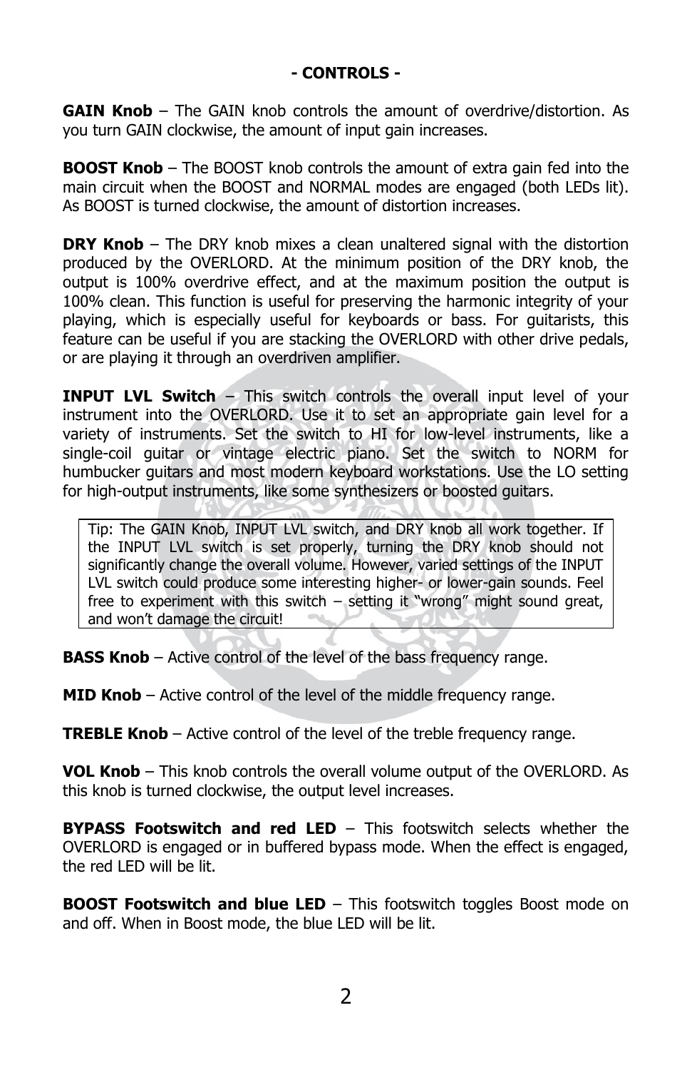## - CONTROLS -

**GAIN Knob** – The GAIN knob controls the amount of overdrive/distortion. As you turn GAIN clockwise, the amount of input gain increases.

**BOOST Knob** – The BOOST knob controls the amount of extra gain fed into the main circuit when the BOOST and NORMAL modes are engaged (both LEDs lit). As BOOST is turned clockwise, the amount of distortion increases.

**DRY Knob** – The DRY knob mixes a clean unaltered signal with the distortion produced by the OVERLORD. At the minimum position of the DRY knob, the output is 100% overdrive effect, and at the maximum position the output is 100% clean. This function is useful for preserving the harmonic integrity of your playing, which is especially useful for keyboards or bass. For guitarists, this feature can be useful if you are stacking the OVERLORD with other drive pedals, or are playing it through an overdriven amplifier.

**INPUT LVL Switch** – This switch controls the overall input level of your instrument into the OVERLORD. Use it to set an appropriate gain level for a variety of instruments. Set the switch to HI for low-level instruments, like a single-coil guitar or vintage electric piano. Set the switch to NORM for humbucker guitars and most modern keyboard workstations. Use the LO setting for high-output instruments, like some synthesizers or boosted guitars.

> Tip: The GAIN Knob, INPUT LVL switch, and DRY knob all work together. If the INPUT LVL switch is set properly, turning the DRY knob should not significantly change the overall volume. However, varied settings of the INPUT LVL switch could produce some interesting higher- or lower-gain sounds. Feel free to experiment with this switch – setting it "wrong" might sound great, and won't damage the circuit!

**BASS Knob** – Active control of the level of the bass frequency range.

**MID Knob** – Active control of the level of the middle frequency range.

**TREBLE Knob** – Active control of the level of the treble frequency range.

**VOL Knob** – This knob controls the overall volume output of the OVERLORD. As this knob is turned clockwise, the output level increases.

**BYPASS Footswitch and red LED** – This footswitch selects whether the OVERLORD is engaged or in buffered bypass mode. When the effect is engaged, the red LED will be lit.

**BOOST Footswitch and blue LED** – This footswitch toggles Boost mode on and off. When in Boost mode, the blue LED will be lit.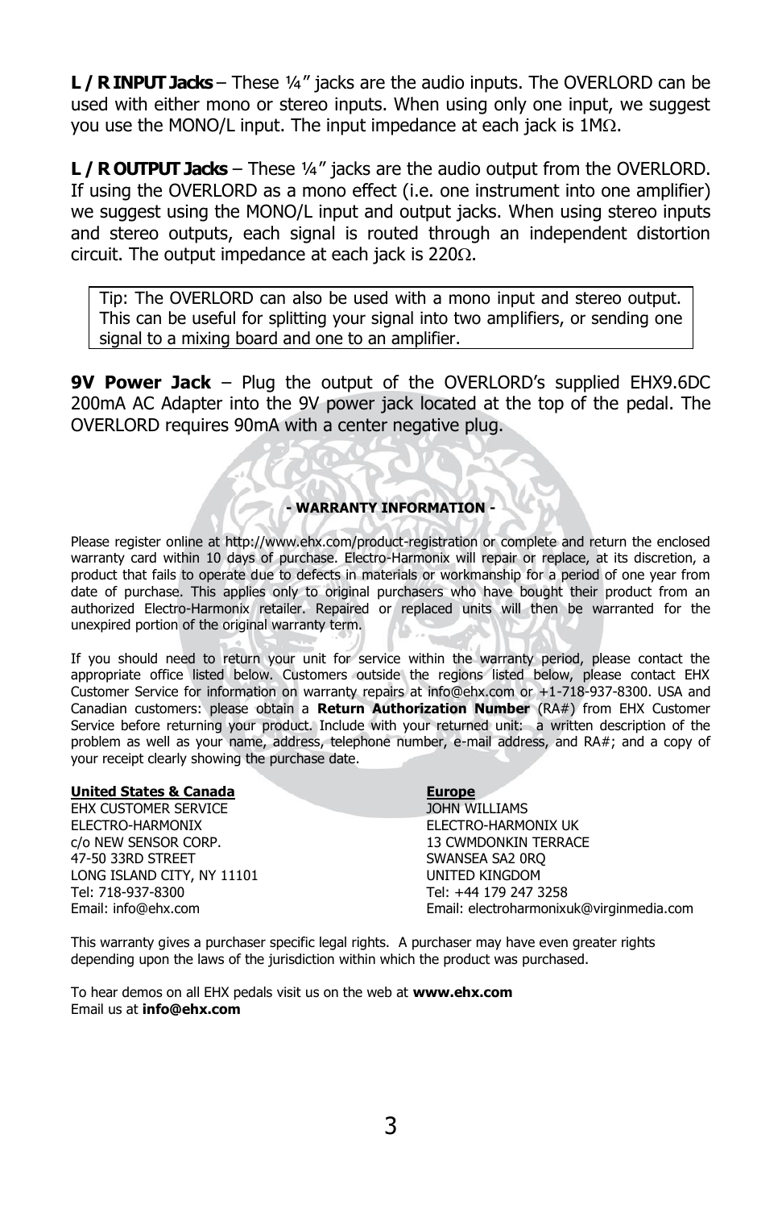**L / R INPUT Jacks** – These ¼" jacks are the audio inputs. The OVERLORD can be used with either mono or stereo inputs. When using only one input, we suggest you use the MONO/L input. The input impedance at each jack is 1MΩ.

**L / R OUTPUT Jacks** – These ¼" jacks are the audio output from the OVERLORD. If using the OVERLORD as a mono effect (i.e. one instrument into one amplifier) we suggest using the MONO/L input and output jacks. When using stereo inputs and stereo outputs, each signal is routed through an independent distortion circuit. The output impedance at each jack is 220Ω.

> Tip: The OVERLORD can also be used with a mono input and stereo output. This can be useful for splitting your signal into two amplifiers, or sending one signal to a mixing board and one to an amplifier.

**9V Power Jack** – Plug the output of the OVERLORD's supplied EHX9.6DC 200mA AC Adapter into the 9V power jack located at the top of the pedal. The OVERLORD requires 90mA with a center negative plug.

## - WARRANTY INFORMATION -

Please register online at http://www.ehx.com/product-registration or complete and return the enclosed warranty card within 10 days of purchase. Electro-Harmonix will repair or replace, at its discretion, a product that fails to operate due to defects in materials or workmanship for a period of one year from date of purchase. This applies only to original purchasers who have bought their product from an authorized Electro-Harmonix retailer. Repaired or replaced units will then be warranted for the unexpired portion of the original warranty term.

If you should need to return your unit for service within the warranty period, please contact the appropriate office listed below. Customers outside the regions listed below, please contact EHX Customer Service for information on warranty repairs at info@ehx.com or +1-718-937-8300. USA and Canadian customers: please obtain a **Return Authorization Number** (RA#) from EHX Customer Service before returning your product. Include with your returned unit: a written description of the problem as well as your name, address, telephone number, e-mail address, and RA#; and a copy of your receipt clearly showing the purchase date.

**United States & Canada**
EHX CUSTOMER SERVICE
ELECTRO-HARMONIX
c/o NEW SENSOR CORP.
47-50 33RD STREET
LONG ISLAND CITY, NY 11101
Tel: 718-937-8300
Email: info@ehx.com

**Europe**
JOHN WILLIAMS
ELECTRO-HARMONIX UK
13 CWMDONKIN TERRACE
SWANSEA SA2 0RQ
UNITED KINGDOM
Tel: +44 179 247 3258
Email: electroharmonixuk@virginmedia.com

This warranty gives a purchaser specific legal rights. A purchaser may have even greater rights depending upon the laws of the jurisdiction within which the product was purchased.

To hear demos on all EHX pedals visit us on the web at **www.ehx.com**
Email us at **info@ehx.com**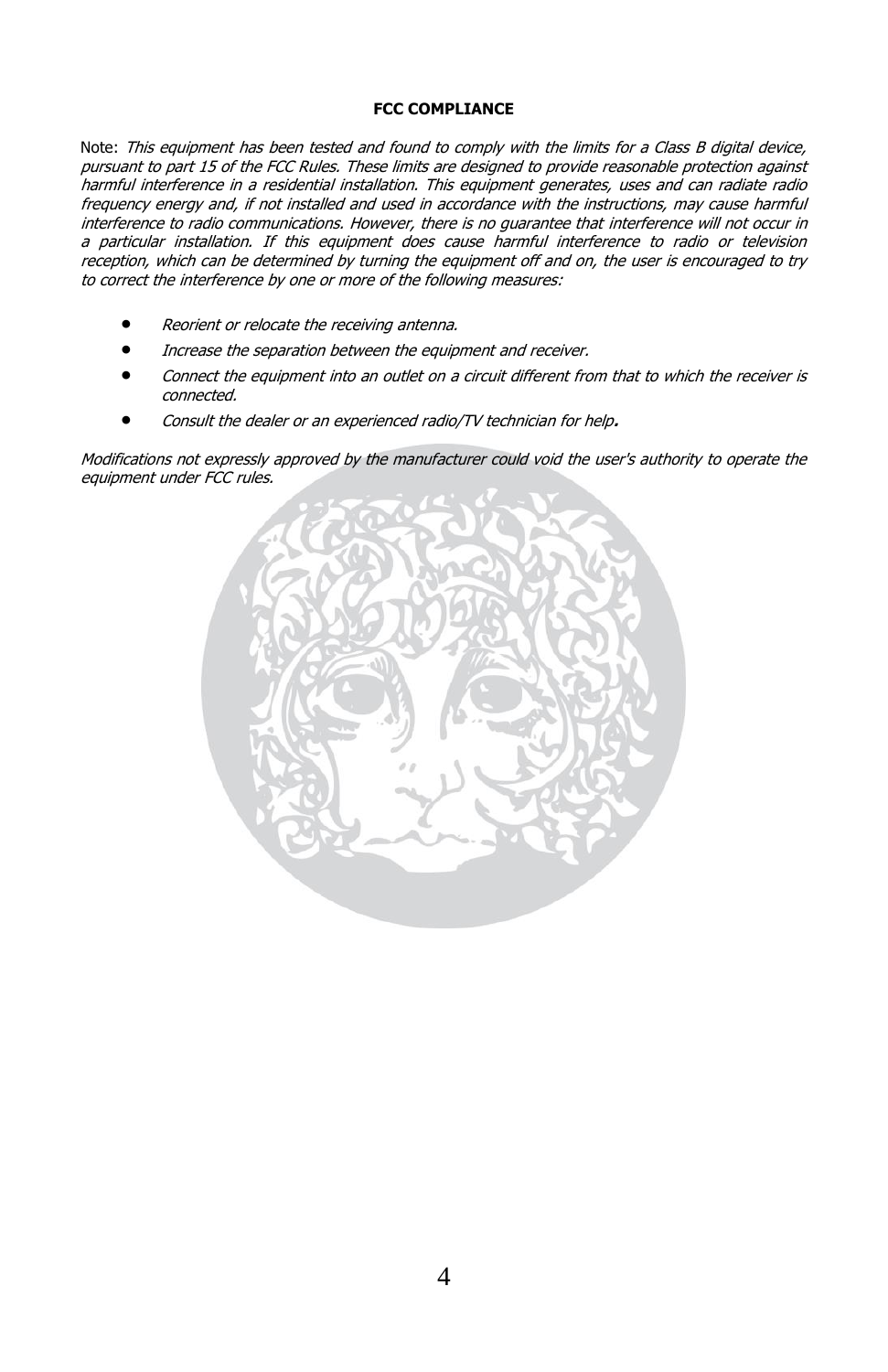**FCC COMPLIANCE**

Note: *This equipment has been tested and found to comply with the limits for a Class B digital device, pursuant to part 15 of the FCC Rules. These limits are designed to provide reasonable protection against harmful interference in a residential installation. This equipment generates, uses and can radiate radio frequency energy and, if not installed and used in accordance with the instructions, may cause harmful interference to radio communications. However, there is no guarantee that interference will not occur in a particular installation. If this equipment does cause harmful interference to radio or television reception, which can be determined by turning the equipment off and on, the user is encouraged to try to correct the interference by one or more of the following measures:*

- *Reorient or relocate the receiving antenna.*
- *Increase the separation between the equipment and receiver.*
- *Connect the equipment into an outlet on a circuit different from that to which the receiver is connected.*
- *Consult the dealer or an experienced radio/TV technician for help.*

*Modifications not expressly approved by the manufacturer could void the user's authority to operate the equipment under FCC rules.*